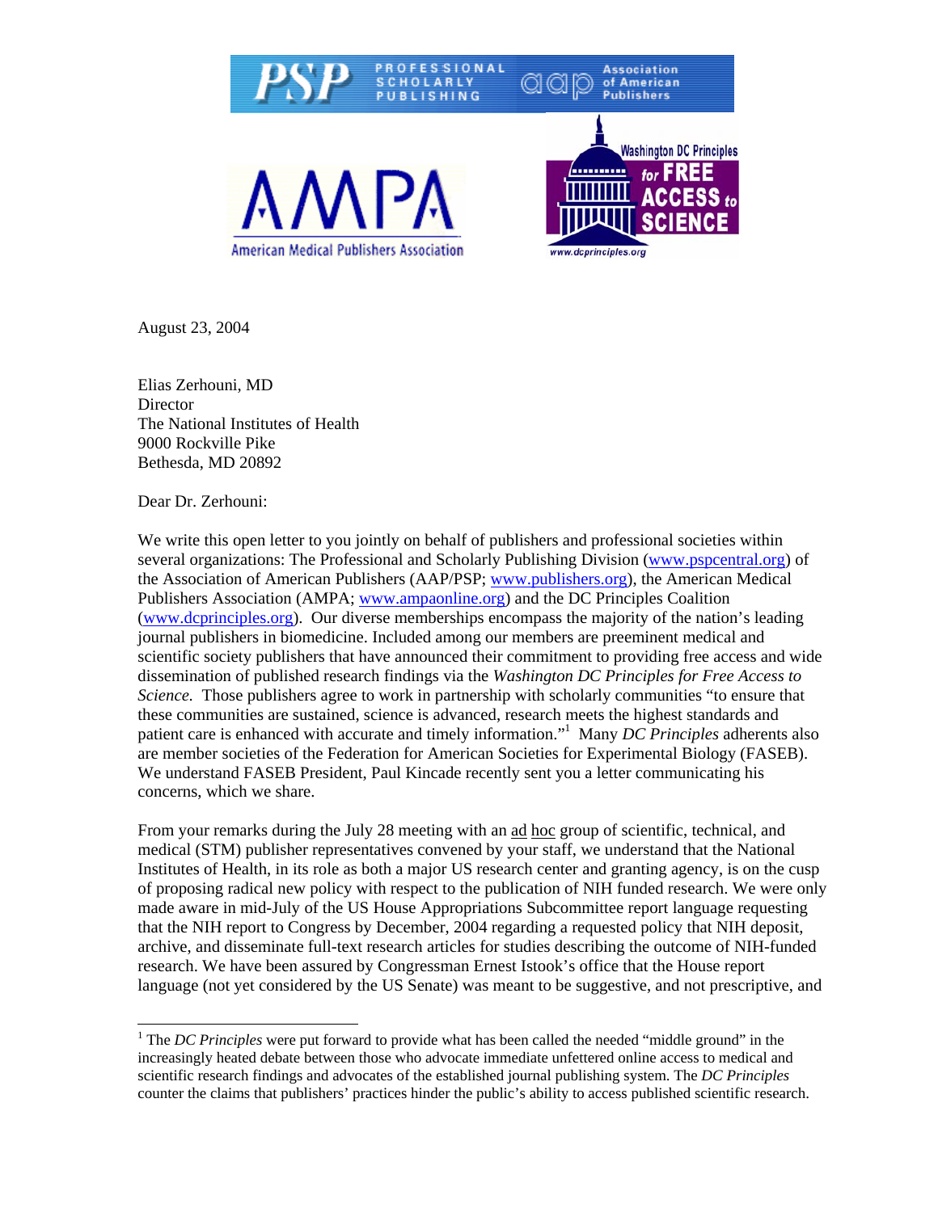PSP PROFESSIONAL SCHOLARLY PUBLISHING | aap Association of American Publishers

AMPA American Medical Publishers Association

Washington DC Principles for FREE ACCESS to SCIENCE www.dcprinciples.org

August 23, 2004

Elias Zerhouni, MD
Director
The National Institutes of Health
9000 Rockville Pike
Bethesda, MD 20892

Dear Dr. Zerhouni:

We write this open letter to you jointly on behalf of publishers and professional societies within several organizations: The Professional and Scholarly Publishing Division (www.pspcentral.org) of the Association of American Publishers (AAP/PSP; www.publishers.org), the American Medical Publishers Association (AMPA; www.ampaonline.org) and the DC Principles Coalition (www.dcprinciples.org). Our diverse memberships encompass the majority of the nation's leading journal publishers in biomedicine. Included among our members are preeminent medical and scientific society publishers that have announced their commitment to providing free access and wide dissemination of published research findings via the *Washington DC Principles for Free Access to Science.* Those publishers agree to work in partnership with scholarly communities "to ensure that these communities are sustained, science is advanced, research meets the highest standards and patient care is enhanced with accurate and timely information."[1] Many *DC Principles* adherents also are member societies of the Federation for American Societies for Experimental Biology (FASEB). We understand FASEB President, Paul Kincade recently sent you a letter communicating his concerns, which we share.

From your remarks during the July 28 meeting with an ad hoc group of scientific, technical, and medical (STM) publisher representatives convened by your staff, we understand that the National Institutes of Health, in its role as both a major US research center and granting agency, is on the cusp of proposing radical new policy with respect to the publication of NIH funded research. We were only made aware in mid-July of the US House Appropriations Subcommittee report language requesting that the NIH report to Congress by December, 2004 regarding a requested policy that NIH deposit, archive, and disseminate full-text research articles for studies describing the outcome of NIH-funded research. We have been assured by Congressman Ernest Istook's office that the House report language (not yet considered by the US Senate) was meant to be suggestive, and not prescriptive, and

[1] The *DC Principles* were put forward to provide what has been called the needed "middle ground" in the increasingly heated debate between those who advocate immediate unfettered online access to medical and scientific research findings and advocates of the established journal publishing system. The *DC Principles* counter the claims that publishers' practices hinder the public's ability to access published scientific research.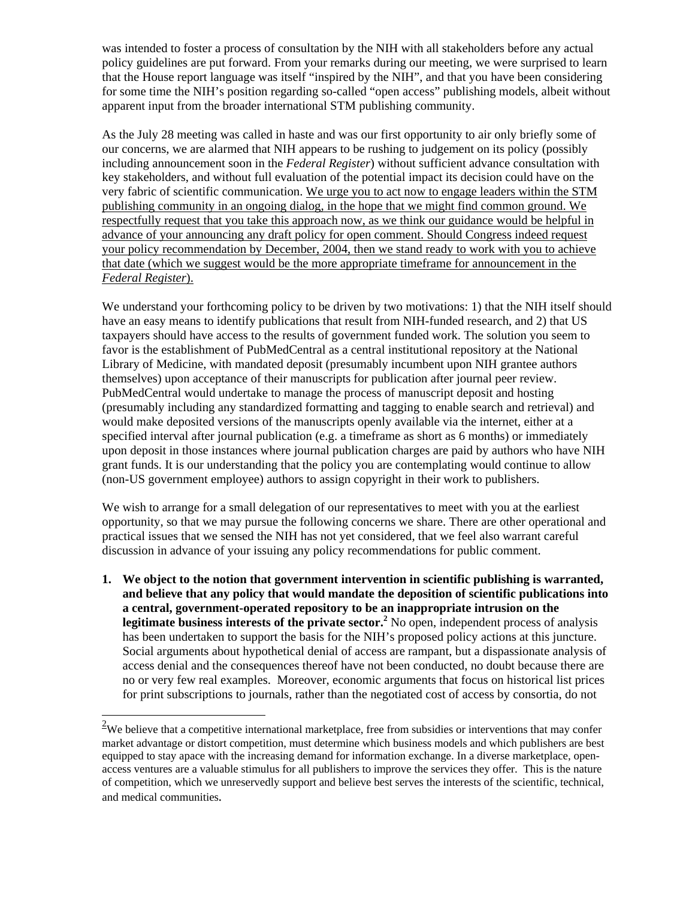was intended to foster a process of consultation by the NIH with all stakeholders before any actual policy guidelines are put forward. From your remarks during our meeting, we were surprised to learn that the House report language was itself "inspired by the NIH", and that you have been considering for some time the NIH's position regarding so-called "open access" publishing models, albeit without apparent input from the broader international STM publishing community.

As the July 28 meeting was called in haste and was our first opportunity to air only briefly some of our concerns, we are alarmed that NIH appears to be rushing to judgement on its policy (possibly including announcement soon in the *Federal Register*) without sufficient advance consultation with key stakeholders, and without full evaluation of the potential impact its decision could have on the very fabric of scientific communication. <u>We urge you to act now to engage leaders within the STM publishing community in an ongoing dialog, in the hope that we might find common ground. We respectfully request that you take this approach now, as we think our guidance would be helpful in advance of your announcing any draft policy for open comment. Should Congress indeed request your policy recommendation by December, 2004, then we stand ready to work with you to achieve that date (which we suggest would be the more appropriate timeframe for announcement in the *Federal Register*).</u>

We understand your forthcoming policy to be driven by two motivations: 1) that the NIH itself should have an easy means to identify publications that result from NIH-funded research, and 2) that US taxpayers should have access to the results of government funded work. The solution you seem to favor is the establishment of PubMedCentral as a central institutional repository at the National Library of Medicine, with mandated deposit (presumably incumbent upon NIH grantee authors themselves) upon acceptance of their manuscripts for publication after journal peer review. PubMedCentral would undertake to manage the process of manuscript deposit and hosting (presumably including any standardized formatting and tagging to enable search and retrieval) and would make deposited versions of the manuscripts openly available via the internet, either at a specified interval after journal publication (e.g. a timeframe as short as 6 months) or immediately upon deposit in those instances where journal publication charges are paid by authors who have NIH grant funds. It is our understanding that the policy you are contemplating would continue to allow (non-US government employee) authors to assign copyright in their work to publishers.

We wish to arrange for a small delegation of our representatives to meet with you at the earliest opportunity, so that we may pursue the following concerns we share. There are other operational and practical issues that we sensed the NIH has not yet considered, that we feel also warrant careful discussion in advance of your issuing any policy recommendations for public comment.

1. **We object to the notion that government intervention in scientific publishing is warranted, and believe that any policy that would mandate the deposition of scientific publications into a central, government-operated repository to be an inappropriate intrusion on the legitimate business interests of the private sector.[2]** No open, independent process of analysis has been undertaken to support the basis for the NIH's proposed policy actions at this juncture. Social arguments about hypothetical denial of access are rampant, but a dispassionate analysis of access denial and the consequences thereof have not been conducted, no doubt because there are no or very few real examples. Moreover, economic arguments that focus on historical list prices for print subscriptions to journals, rather than the negotiated cost of access by consortia, do not

[2] We believe that a competitive international marketplace, free from subsidies or interventions that may confer market advantage or distort competition, must determine which business models and which publishers are best equipped to stay apace with the increasing demand for information exchange. In a diverse marketplace, open-access ventures are a valuable stimulus for all publishers to improve the services they offer. This is the nature of competition, which we unreservedly support and believe best serves the interests of the scientific, technical, and medical communities.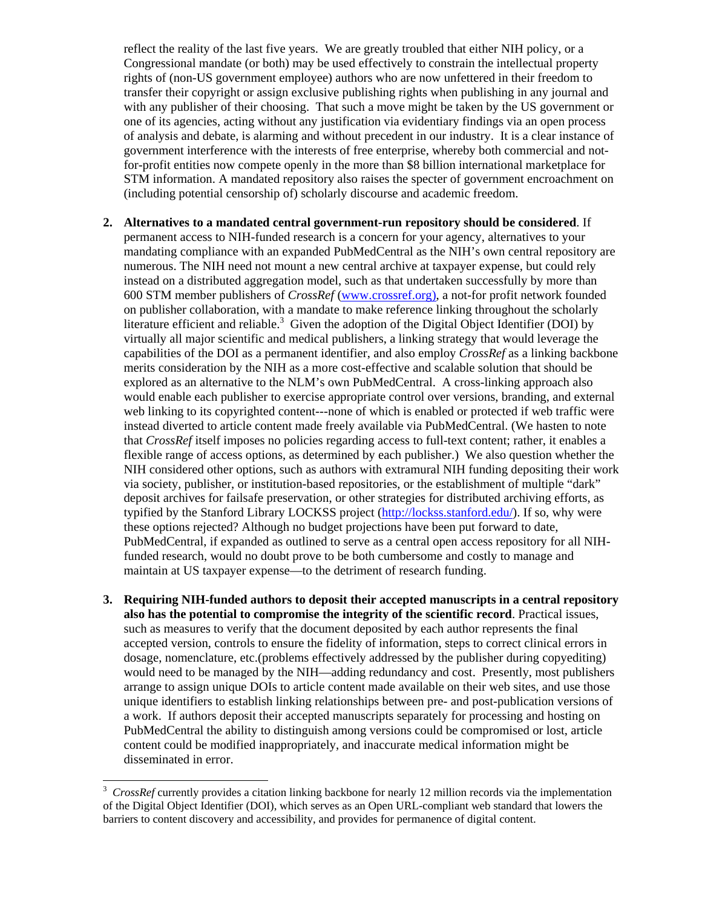reflect the reality of the last five years. We are greatly troubled that either NIH policy, or a Congressional mandate (or both) may be used effectively to constrain the intellectual property rights of (non-US government employee) authors who are now unfettered in their freedom to transfer their copyright or assign exclusive publishing rights when publishing in any journal and with any publisher of their choosing. That such a move might be taken by the US government or one of its agencies, acting without any justification via evidentiary findings via an open process of analysis and debate, is alarming and without precedent in our industry. It is a clear instance of government interference with the interests of free enterprise, whereby both commercial and not-for-profit entities now compete openly in the more than $8 billion international marketplace for STM information. A mandated repository also raises the specter of government encroachment on (including potential censorship of) scholarly discourse and academic freedom.

2. **Alternatives to a mandated central government-run repository should be considered**. If permanent access to NIH-funded research is a concern for your agency, alternatives to your mandating compliance with an expanded PubMedCentral as the NIH's own central repository are numerous. The NIH need not mount a new central archive at taxpayer expense, but could rely instead on a distributed aggregation model, such as that undertaken successfully by more than 600 STM member publishers of *CrossRef* (www.crossref.org), a not-for profit network founded on publisher collaboration, with a mandate to make reference linking throughout the scholarly literature efficient and reliable.[3] Given the adoption of the Digital Object Identifier (DOI) by virtually all major scientific and medical publishers, a linking strategy that would leverage the capabilities of the DOI as a permanent identifier, and also employ *CrossRef* as a linking backbone merits consideration by the NIH as a more cost-effective and scalable solution that should be explored as an alternative to the NLM's own PubMedCentral. A cross-linking approach also would enable each publisher to exercise appropriate control over versions, branding, and external web linking to its copyrighted content---none of which is enabled or protected if web traffic were instead diverted to article content made freely available via PubMedCentral. (We hasten to note that *CrossRef* itself imposes no policies regarding access to full-text content; rather, it enables a flexible range of access options, as determined by each publisher.) We also question whether the NIH considered other options, such as authors with extramural NIH funding depositing their work via society, publisher, or institution-based repositories, or the establishment of multiple "dark" deposit archives for failsafe preservation, or other strategies for distributed archiving efforts, as typified by the Stanford Library LOCKSS project (http://lockss.stanford.edu/). If so, why were these options rejected? Although no budget projections have been put forward to date, PubMedCentral, if expanded as outlined to serve as a central open access repository for all NIH-funded research, would no doubt prove to be both cumbersome and costly to manage and maintain at US taxpayer expense—to the detriment of research funding.

3. **Requiring NIH-funded authors to deposit their accepted manuscripts in a central repository also has the potential to compromise the integrity of the scientific record**. Practical issues, such as measures to verify that the document deposited by each author represents the final accepted version, controls to ensure the fidelity of information, steps to correct clinical errors in dosage, nomenclature, etc.(problems effectively addressed by the publisher during copyediting) would need to be managed by the NIH—adding redundancy and cost. Presently, most publishers arrange to assign unique DOIs to article content made available on their web sites, and use those unique identifiers to establish linking relationships between pre- and post-publication versions of a work. If authors deposit their accepted manuscripts separately for processing and hosting on PubMedCentral the ability to distinguish among versions could be compromised or lost, article content could be modified inappropriately, and inaccurate medical information might be disseminated in error.

[3] *CrossRef* currently provides a citation linking backbone for nearly 12 million records via the implementation of the Digital Object Identifier (DOI), which serves as an Open URL-compliant web standard that lowers the barriers to content discovery and accessibility, and provides for permanence of digital content.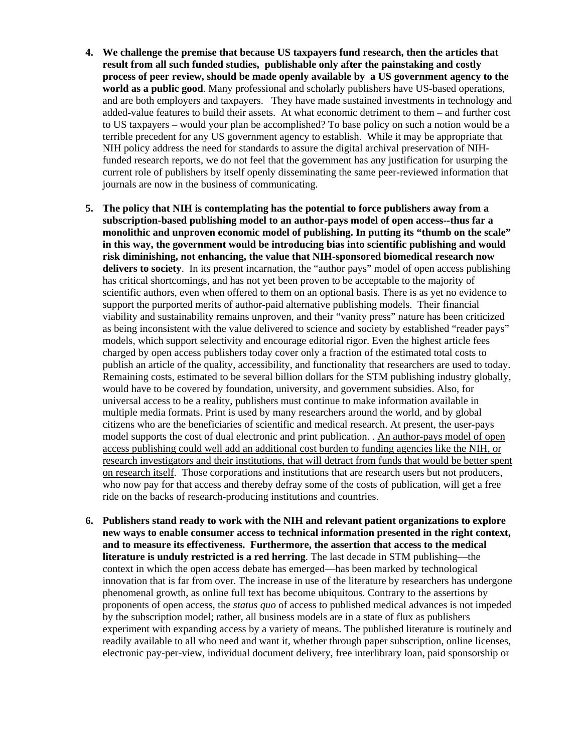4. **We challenge the premise that because US taxpayers fund research, then the articles that result from all such funded studies, publishable only after the painstaking and costly process of peer review, should be made openly available by a US government agency to the world as a public good**. Many professional and scholarly publishers have US-based operations, and are both employers and taxpayers. They have made sustained investments in technology and added-value features to build their assets. At what economic detriment to them – and further cost to US taxpayers – would your plan be accomplished? To base policy on such a notion would be a terrible precedent for any US government agency to establish. While it may be appropriate that NIH policy address the need for standards to assure the digital archival preservation of NIH-funded research reports, we do not feel that the government has any justification for usurping the current role of publishers by itself openly disseminating the same peer-reviewed information that journals are now in the business of communicating.

5. **The policy that NIH is contemplating has the potential to force publishers away from a subscription-based publishing model to an author-pays model of open access--thus far a monolithic and unproven economic model of publishing. In putting its "thumb on the scale" in this way, the government would be introducing bias into scientific publishing and would risk diminishing, not enhancing, the value that NIH-sponsored biomedical research now delivers to society**. In its present incarnation, the "author pays" model of open access publishing has critical shortcomings, and has not yet been proven to be acceptable to the majority of scientific authors, even when offered to them on an optional basis. There is as yet no evidence to support the purported merits of author-paid alternative publishing models. Their financial viability and sustainability remains unproven, and their "vanity press" nature has been criticized as being inconsistent with the value delivered to science and society by established "reader pays" models, which support selectivity and encourage editorial rigor. Even the highest article fees charged by open access publishers today cover only a fraction of the estimated total costs to publish an article of the quality, accessibility, and functionality that researchers are used to today. Remaining costs, estimated to be several billion dollars for the STM publishing industry globally, would have to be covered by foundation, university, and government subsidies. Also, for universal access to be a reality, publishers must continue to make information available in multiple media formats. Print is used by many researchers around the world, and by global citizens who are the beneficiaries of scientific and medical research. At present, the user-pays model supports the cost of dual electronic and print publication. . <u>An author-pays model of open access publishing could well add an additional cost burden to funding agencies like the NIH, or research investigators and their institutions, that will detract from funds that would be better spent on research itself</u>. Those corporations and institutions that are research users but not producers, who now pay for that access and thereby defray some of the costs of publication, will get a free ride on the backs of research-producing institutions and countries.

6. **Publishers stand ready to work with the NIH and relevant patient organizations to explore new ways to enable consumer access to technical information presented in the right context, and to measure its effectiveness. Furthermore, the assertion that access to the medical literature is unduly restricted is a red herring**. The last decade in STM publishing—the context in which the open access debate has emerged—has been marked by technological innovation that is far from over. The increase in use of the literature by researchers has undergone phenomenal growth, as online full text has become ubiquitous. Contrary to the assertions by proponents of open access, the *status quo* of access to published medical advances is not impeded by the subscription model; rather, all business models are in a state of flux as publishers experiment with expanding access by a variety of means. The published literature is routinely and readily available to all who need and want it, whether through paper subscription, online licenses, electronic pay-per-view, individual document delivery, free interlibrary loan, paid sponsorship or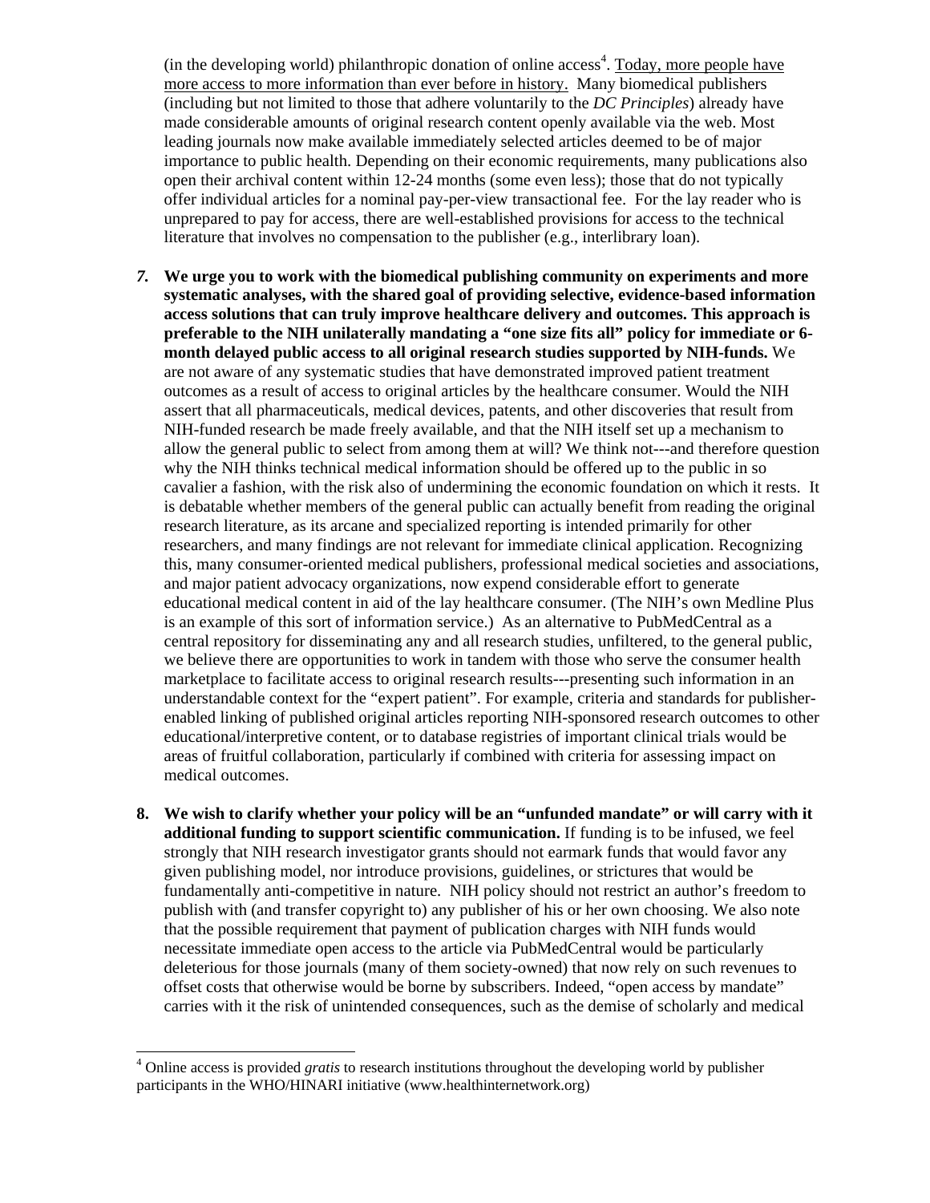(in the developing world) philanthropic donation of online access[4]. Today, more people have more access to more information than ever before in history. Many biomedical publishers (including but not limited to those that adhere voluntarily to the *DC Principles*) already have made considerable amounts of original research content openly available via the web. Most leading journals now make available immediately selected articles deemed to be of major importance to public health. Depending on their economic requirements, many publications also open their archival content within 12-24 months (some even less); those that do not typically offer individual articles for a nominal pay-per-view transactional fee. For the lay reader who is unprepared to pay for access, there are well-established provisions for access to the technical literature that involves no compensation to the publisher (e.g., interlibrary loan).

7. **We urge you to work with the biomedical publishing community on experiments and more systematic analyses, with the shared goal of providing selective, evidence-based information access solutions that can truly improve healthcare delivery and outcomes. This approach is preferable to the NIH unilaterally mandating a "one size fits all" policy for immediate or 6-month delayed public access to all original research studies supported by NIH-funds.** We are not aware of any systematic studies that have demonstrated improved patient treatment outcomes as a result of access to original articles by the healthcare consumer. Would the NIH assert that all pharmaceuticals, medical devices, patents, and other discoveries that result from NIH-funded research be made freely available, and that the NIH itself set up a mechanism to allow the general public to select from among them at will? We think not---and therefore question why the NIH thinks technical medical information should be offered up to the public in so cavalier a fashion, with the risk also of undermining the economic foundation on which it rests. It is debatable whether members of the general public can actually benefit from reading the original research literature, as its arcane and specialized reporting is intended primarily for other researchers, and many findings are not relevant for immediate clinical application. Recognizing this, many consumer-oriented medical publishers, professional medical societies and associations, and major patient advocacy organizations, now expend considerable effort to generate educational medical content in aid of the lay healthcare consumer. (The NIH's own Medline Plus is an example of this sort of information service.) As an alternative to PubMedCentral as a central repository for disseminating any and all research studies, unfiltered, to the general public, we believe there are opportunities to work in tandem with those who serve the consumer health marketplace to facilitate access to original research results---presenting such information in an understandable context for the "expert patient". For example, criteria and standards for publisher-enabled linking of published original articles reporting NIH-sponsored research outcomes to other educational/interpretive content, or to database registries of important clinical trials would be areas of fruitful collaboration, particularly if combined with criteria for assessing impact on medical outcomes.

8. **We wish to clarify whether your policy will be an "unfunded mandate" or will carry with it additional funding to support scientific communication.** If funding is to be infused, we feel strongly that NIH research investigator grants should not earmark funds that would favor any given publishing model, nor introduce provisions, guidelines, or strictures that would be fundamentally anti-competitive in nature. NIH policy should not restrict an author's freedom to publish with (and transfer copyright to) any publisher of his or her own choosing. We also note that the possible requirement that payment of publication charges with NIH funds would necessitate immediate open access to the article via PubMedCentral would be particularly deleterious for those journals (many of them society-owned) that now rely on such revenues to offset costs that otherwise would be borne by subscribers. Indeed, "open access by mandate" carries with it the risk of unintended consequences, such as the demise of scholarly and medical

[4] Online access is provided *gratis* to research institutions throughout the developing world by publisher participants in the WHO/HINARI initiative (www.healthinternetwork.org)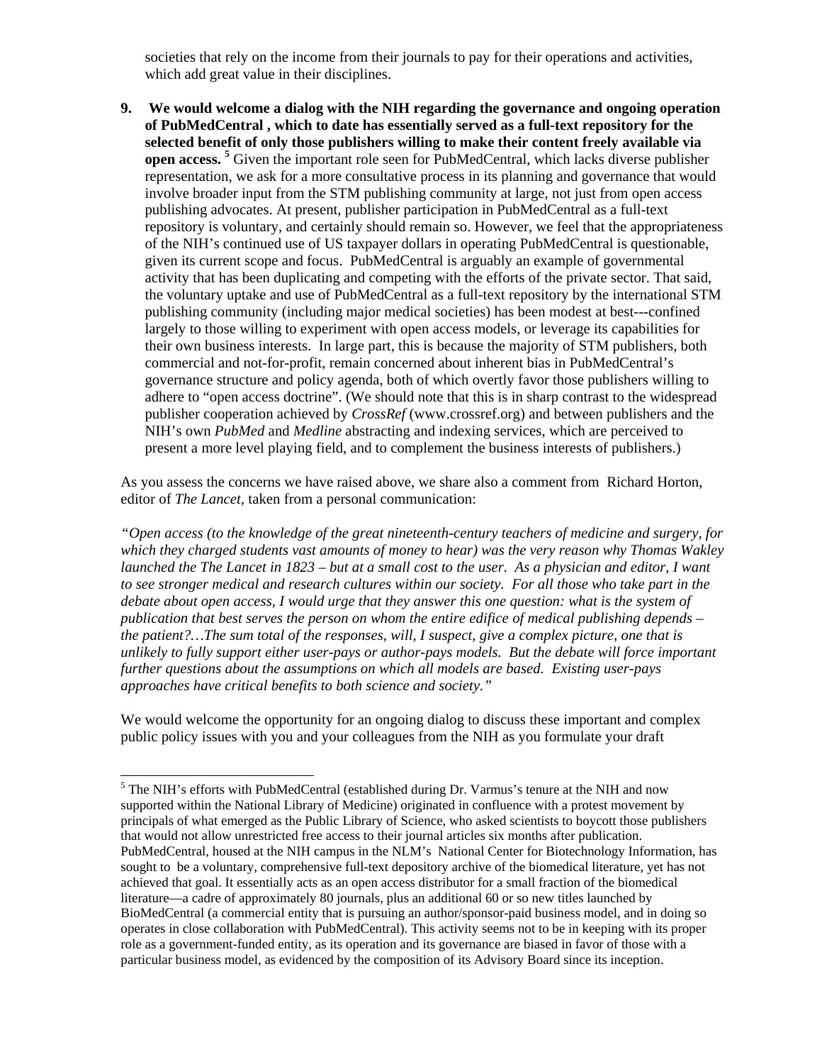societies that rely on the income from their journals to pay for their operations and activities, which add great value in their disciplines.

9. **We would welcome a dialog with the NIH regarding the governance and ongoing operation of PubMedCentral , which to date has essentially served as a full-text repository for the selected benefit of only those publishers willing to make their content freely available via open access.** [5] Given the important role seen for PubMedCentral, which lacks diverse publisher representation, we ask for a more consultative process in its planning and governance that would involve broader input from the STM publishing community at large, not just from open access publishing advocates. At present, publisher participation in PubMedCentral as a full-text repository is voluntary, and certainly should remain so. However, we feel that the appropriateness of the NIH's continued use of US taxpayer dollars in operating PubMedCentral is questionable, given its current scope and focus. PubMedCentral is arguably an example of governmental activity that has been duplicating and competing with the efforts of the private sector. That said, the voluntary uptake and use of PubMedCentral as a full-text repository by the international STM publishing community (including major medical societies) has been modest at best---confined largely to those willing to experiment with open access models, or leverage its capabilities for their own business interests. In large part, this is because the majority of STM publishers, both commercial and not-for-profit, remain concerned about inherent bias in PubMedCentral's governance structure and policy agenda, both of which overtly favor those publishers willing to adhere to "open access doctrine". (We should note that this is in sharp contrast to the widespread publisher cooperation achieved by *CrossRef* (www.crossref.org) and between publishers and the NIH's own *PubMed* and *Medline* abstracting and indexing services, which are perceived to present a more level playing field, and to complement the business interests of publishers.)

As you assess the concerns we have raised above, we share also a comment from Richard Horton, editor of *The Lancet*, taken from a personal communication:

*"Open access (to the knowledge of the great nineteenth-century teachers of medicine and surgery, for which they charged students vast amounts of money to hear) was the very reason why Thomas Wakley launched the The Lancet in 1823 – but at a small cost to the user. As a physician and editor, I want to see stronger medical and research cultures within our society. For all those who take part in the debate about open access, I would urge that they answer this one question: what is the system of publication that best serves the person on whom the entire edifice of medical publishing depends – the patient?…The sum total of the responses, will, I suspect, give a complex picture, one that is unlikely to fully support either user-pays or author-pays models. But the debate will force important further questions about the assumptions on which all models are based. Existing user-pays approaches have critical benefits to both science and society."*

We would welcome the opportunity for an ongoing dialog to discuss these important and complex public policy issues with you and your colleagues from the NIH as you formulate your draft

---

[5] The NIH's efforts with PubMedCentral (established during Dr. Varmus's tenure at the NIH and now supported within the National Library of Medicine) originated in confluence with a protest movement by principals of what emerged as the Public Library of Science, who asked scientists to boycott those publishers that would not allow unrestricted free access to their journal articles six months after publication. PubMedCentral, housed at the NIH campus in the NLM's National Center for Biotechnology Information, has sought to be a voluntary, comprehensive full-text depository archive of the biomedical literature, yet has not achieved that goal. It essentially acts as an open access distributor for a small fraction of the biomedical literature—a cadre of approximately 80 journals, plus an additional 60 or so new titles launched by BioMedCentral (a commercial entity that is pursuing an author/sponsor-paid business model, and in doing so operates in close collaboration with PubMedCentral). This activity seems not to be in keeping with its proper role as a government-funded entity, as its operation and its governance are biased in favor of those with a particular business model, as evidenced by the composition of its Advisory Board since its inception.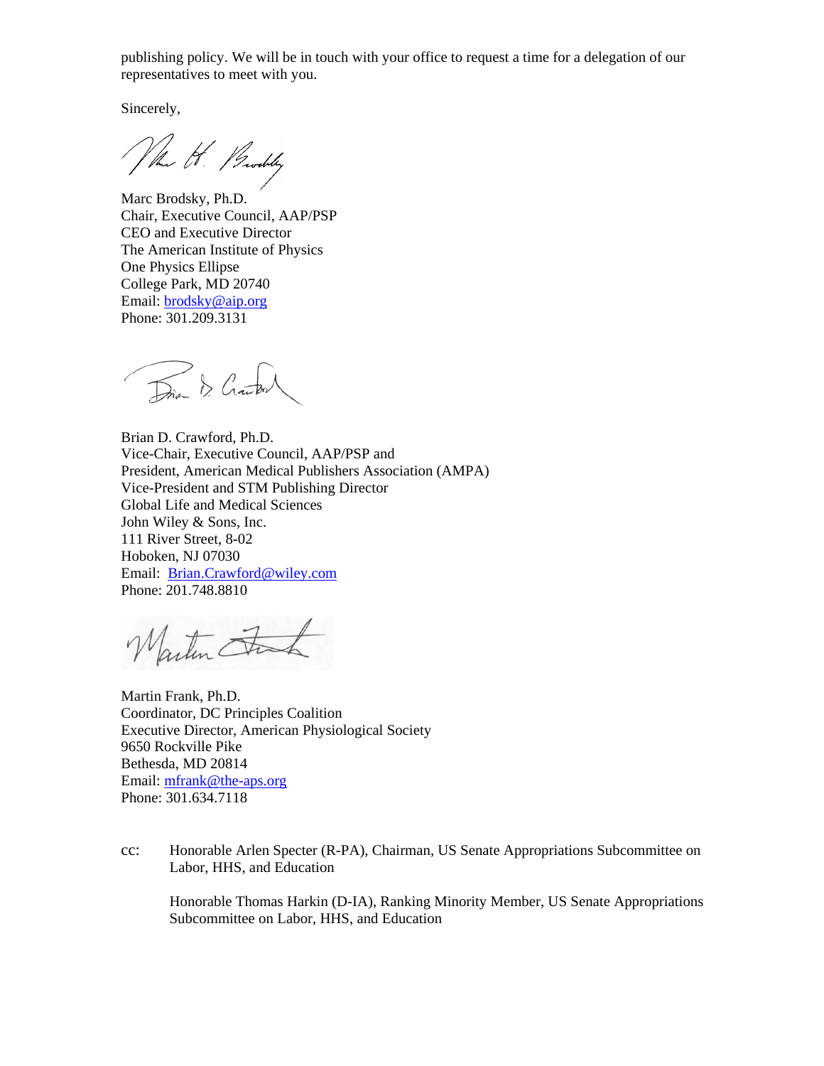publishing policy. We will be in touch with your office to request a time for a delegation of our representatives to meet with you.

Sincerely,

Marc Brodsky, Ph.D.
Chair, Executive Council, AAP/PSP
CEO and Executive Director
The American Institute of Physics
One Physics Ellipse
College Park, MD 20740
Email: brodsky@aip.org
Phone: 301.209.3131

Brian D. Crawford, Ph.D.
Vice-Chair, Executive Council, AAP/PSP and
President, American Medical Publishers Association (AMPA)
Vice-President and STM Publishing Director
Global Life and Medical Sciences
John Wiley & Sons, Inc.
111 River Street, 8-02
Hoboken, NJ 07030
Email: Brian.Crawford@wiley.com
Phone: 201.748.8810

Martin Frank, Ph.D.
Coordinator, DC Principles Coalition
Executive Director, American Physiological Society
9650 Rockville Pike
Bethesda, MD 20814
Email: mfrank@the-aps.org
Phone: 301.634.7118

cc: Honorable Arlen Specter (R-PA), Chairman, US Senate Appropriations Subcommittee on Labor, HHS, and Education

Honorable Thomas Harkin (D-IA), Ranking Minority Member, US Senate Appropriations Subcommittee on Labor, HHS, and Education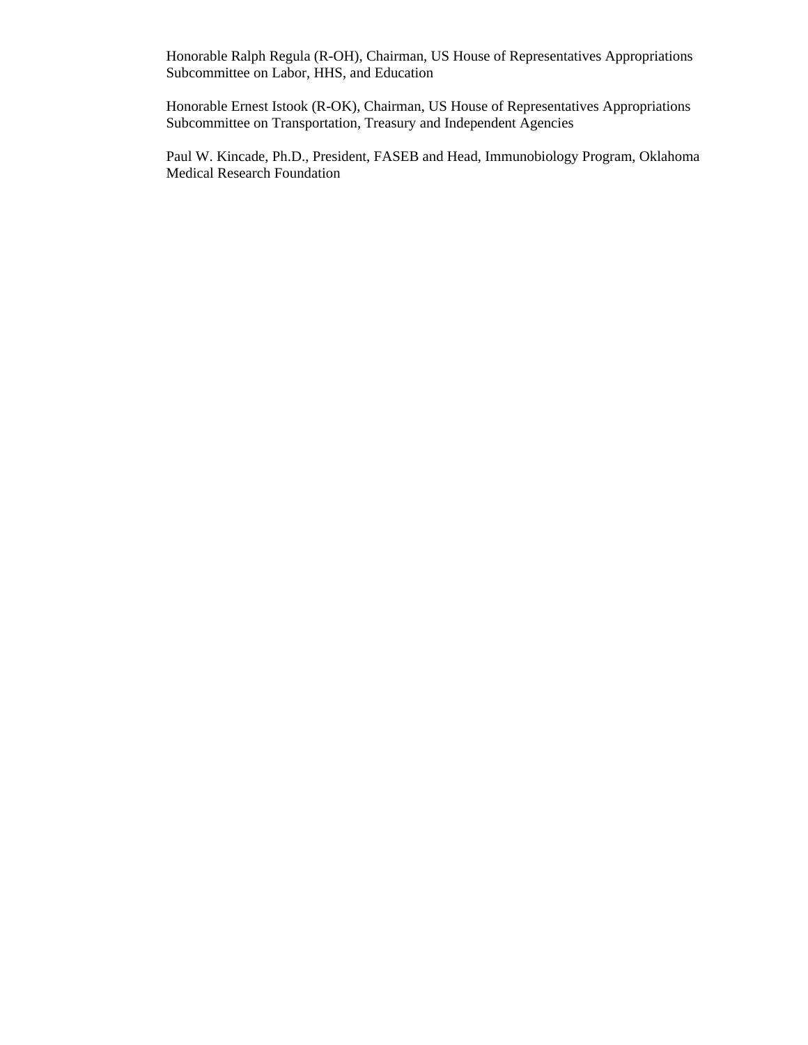Honorable Ralph Regula (R-OH), Chairman, US House of Representatives Appropriations Subcommittee on Labor, HHS, and Education

Honorable Ernest Istook (R-OK), Chairman, US House of Representatives Appropriations Subcommittee on Transportation, Treasury and Independent Agencies

Paul W. Kincade, Ph.D., President, FASEB and Head, Immunobiology Program, Oklahoma Medical Research Foundation